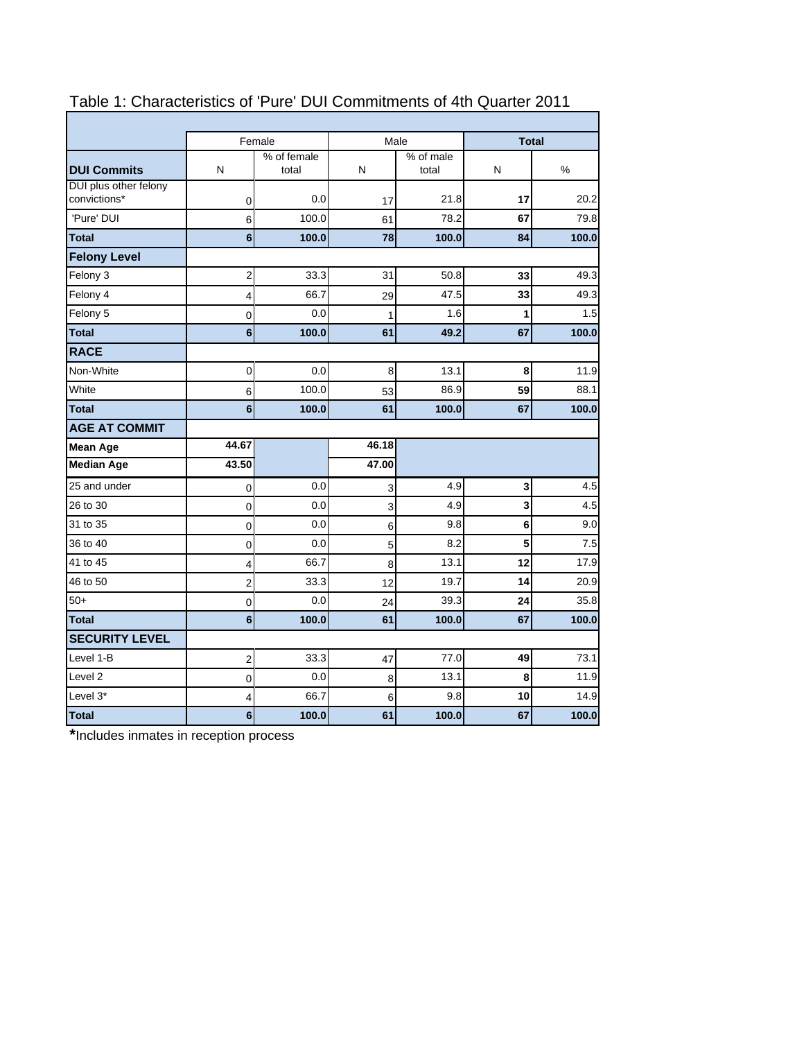Table 1: Characteristics of 'Pure' DUI Commitments of 4th Quarter 2011

| | Female | | Male | | Total | |
|---|---|---|---|---|---|---|
| **DUI Commits** | N | % of female total | N | % of male total | N | % |
| DUI plus other felony convictions* | 0 | 0.0 | 17 | 21.8 | **17** | 20.2 |
| 'Pure' DUI | 6 | 100.0 | 61 | 78.2 | **67** | 79.8 |
| **Total** | **6** | **100.0** | **78** | **100.0** | **84** | **100.0** |
| **Felony Level** | | | | | | |
| Felony 3 | 2 | 33.3 | 31 | 50.8 | **33** | 49.3 |
| Felony 4 | 4 | 66.7 | 29 | 47.5 | **33** | 49.3 |
| Felony 5 | 0 | 0.0 | 1 | 1.6 | **1** | 1.5 |
| **Total** | **6** | **100.0** | **61** | **49.2** | **67** | **100.0** |
| **RACE** | | | | | | |
| Non-White | 0 | 0.0 | 8 | 13.1 | **8** | 11.9 |
| White | 6 | 100.0 | 53 | 86.9 | **59** | 88.1 |
| **Total** | **6** | **100.0** | **61** | **100.0** | **67** | **100.0** |
| **AGE AT COMMIT** | | | | | | |
| **Mean Age** | **44.67** | | **46.18** | | | |
| **Median Age** | **43.50** | | **47.00** | | | |
| 25 and under | 0 | 0.0 | 3 | 4.9 | **3** | 4.5 |
| 26 to 30 | 0 | 0.0 | 3 | 4.9 | **3** | 4.5 |
| 31 to 35 | 0 | 0.0 | 6 | 9.8 | **6** | 9.0 |
| 36 to 40 | 0 | 0.0 | 5 | 8.2 | **5** | 7.5 |
| 41 to 45 | 4 | 66.7 | 8 | 13.1 | **12** | 17.9 |
| 46 to 50 | 2 | 33.3 | 12 | 19.7 | **14** | 20.9 |
| 50+ | 0 | 0.0 | 24 | 39.3 | **24** | 35.8 |
| **Total** | **6** | **100.0** | **61** | **100.0** | **67** | **100.0** |
| **SECURITY LEVEL** | | | | | | |
| Level 1-B | 2 | 33.3 | 47 | 77.0 | **49** | 73.1 |
| Level 2 | 0 | 0.0 | 8 | 13.1 | **8** | 11.9 |
| Level 3* | 4 | 66.7 | 6 | 9.8 | **10** | 14.9 |
| **Total** | **6** | **100.0** | **61** | **100.0** | **67** | **100.0** |

*Includes inmates in reception process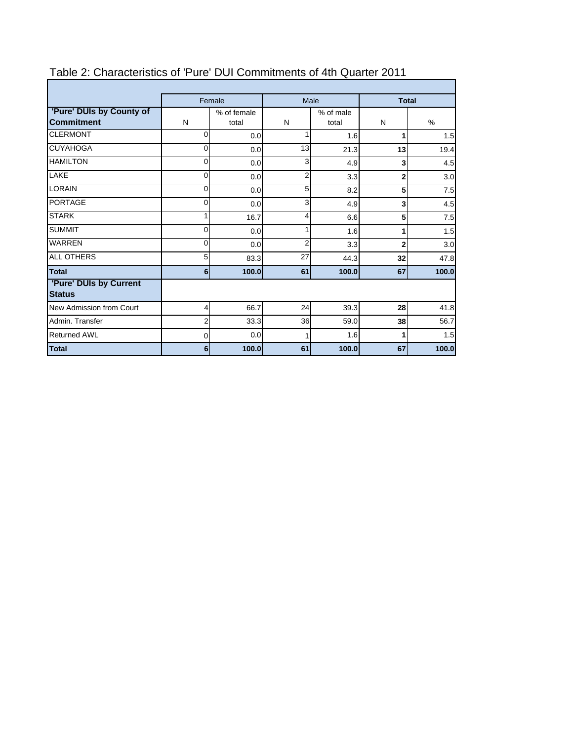# Table 2: Characteristics of 'Pure' DUI Commitments of 4th Quarter 2011

| | Female | | Male | | **Total** | |
|---|---|---|---|---|---|---|
| **'Pure' DUIs by County of Commitment** | N | % of female total | N | % of male total | N | % |
| CLERMONT | 0 | 0.0 | 1 | 1.6 | **1** | 1.5 |
| CUYAHOGA | 0 | 0.0 | 13 | 21.3 | **13** | 19.4 |
| HAMILTON | 0 | 0.0 | 3 | 4.9 | **3** | 4.5 |
| LAKE | 0 | 0.0 | 2 | 3.3 | **2** | 3.0 |
| LORAIN | 0 | 0.0 | 5 | 8.2 | **5** | 7.5 |
| PORTAGE | 0 | 0.0 | 3 | 4.9 | **3** | 4.5 |
| STARK | 1 | 16.7 | 4 | 6.6 | **5** | 7.5 |
| SUMMIT | 0 | 0.0 | 1 | 1.6 | **1** | 1.5 |
| WARREN | 0 | 0.0 | 2 | 3.3 | **2** | 3.0 |
| ALL OTHERS | 5 | 83.3 | 27 | 44.3 | **32** | 47.8 |
| **Total** | **6** | **100.0** | **61** | **100.0** | **67** | **100.0** |
| **'Pure' DUIs by Current Status** | | | | | | |
| New Admission from Court | 4 | 66.7 | 24 | 39.3 | **28** | 41.8 |
| Admin. Transfer | 2 | 33.3 | 36 | 59.0 | **38** | 56.7 |
| Returned AWL | 0 | 0.0 | 1 | 1.6 | **1** | 1.5 |
| **Total** | **6** | **100.0** | **61** | **100.0** | **67** | **100.0** |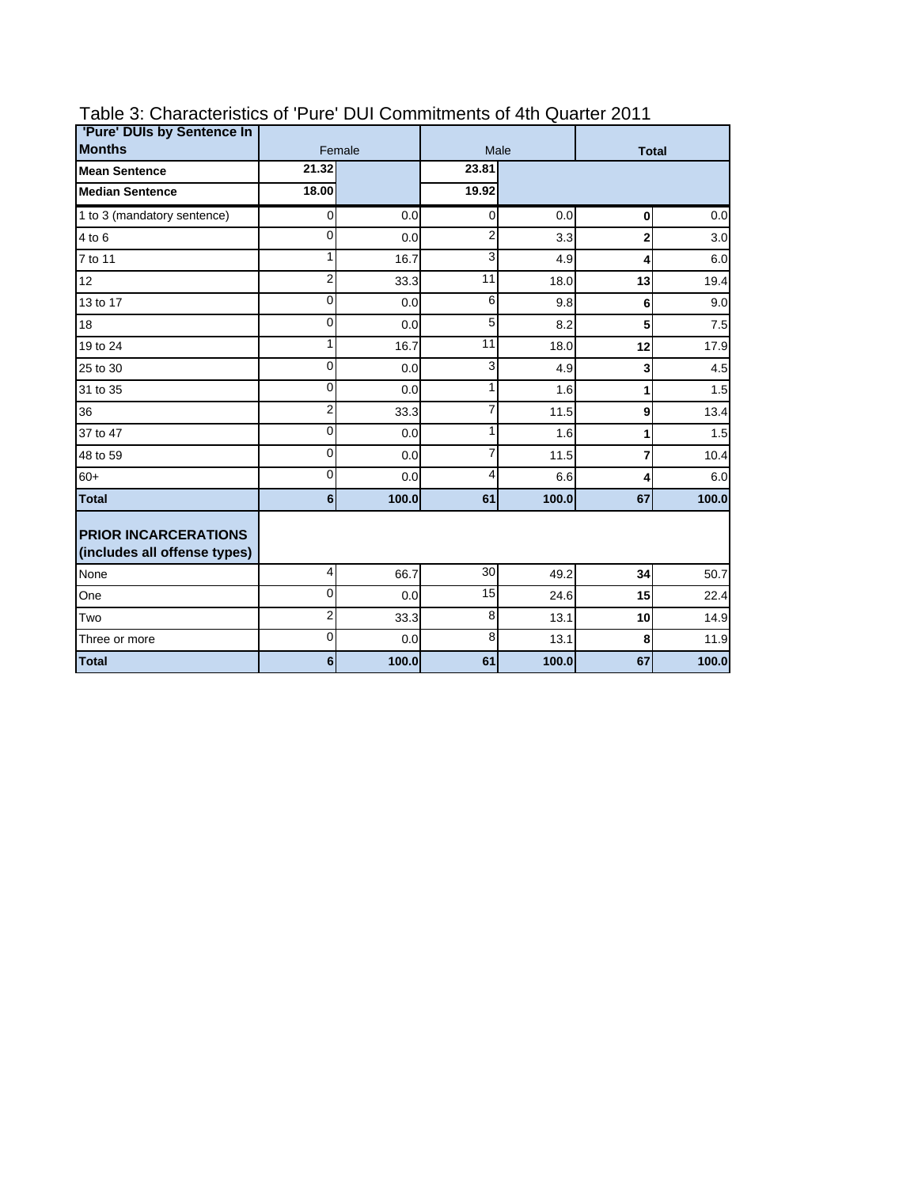# Table 3: Characteristics of 'Pure' DUI Commitments of 4th Quarter 2011

| 'Pure' DUIs by Sentence In Months | Female | | Male | | Total | |
|---|---|---|---|---|---|---|
| **Mean Sentence** | **21.32** | | **23.81** | | | |
| **Median Sentence** | **18.00** | | **19.92** | | | |
| 1 to 3 (mandatory sentence) | 0 | 0.0 | 0 | 0.0 | **0** | 0.0 |
| 4 to 6 | 0 | 0.0 | 2 | 3.3 | **2** | 3.0 |
| 7 to 11 | 1 | 16.7 | 3 | 4.9 | **4** | 6.0 |
| 12 | 2 | 33.3 | 11 | 18.0 | **13** | 19.4 |
| 13 to 17 | 0 | 0.0 | 6 | 9.8 | **6** | 9.0 |
| 18 | 0 | 0.0 | 5 | 8.2 | **5** | 7.5 |
| 19 to 24 | 1 | 16.7 | 11 | 18.0 | **12** | 17.9 |
| 25 to 30 | 0 | 0.0 | 3 | 4.9 | **3** | 4.5 |
| 31 to 35 | 0 | 0.0 | 1 | 1.6 | **1** | 1.5 |
| 36 | 2 | 33.3 | 7 | 11.5 | **9** | 13.4 |
| 37 to 47 | 0 | 0.0 | 1 | 1.6 | **1** | 1.5 |
| 48 to 59 | 0 | 0.0 | 7 | 11.5 | **7** | 10.4 |
| 60+ | 0 | 0.0 | 4 | 6.6 | **4** | 6.0 |
| **Total** | **6** | **100.0** | **61** | **100.0** | **67** | **100.0** |
| **PRIOR INCARCERATIONS (includes all offense types)** | | | | | | |
| None | 4 | 66.7 | 30 | 49.2 | **34** | 50.7 |
| One | 0 | 0.0 | 15 | 24.6 | **15** | 22.4 |
| Two | 2 | 33.3 | 8 | 13.1 | **10** | 14.9 |
| Three or more | 0 | 0.0 | 8 | 13.1 | **8** | 11.9 |
| **Total** | **6** | **100.0** | **61** | **100.0** | **67** | **100.0** |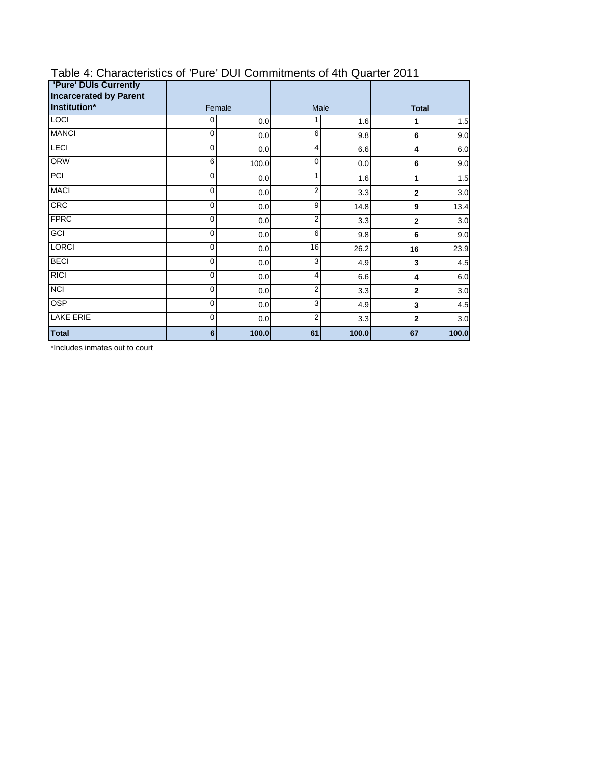## Table 4: Characteristics of 'Pure' DUI Commitments of 4th Quarter 2011

| 'Pure' DUIs Currently Incarcerated by Parent Institution* | Female | | Male | | **Total** | |
|---|---|---|---|---|---|---|
| LOCI | 0 | 0.0 | 1 | 1.6 | **1** | 1.5 |
| MANCI | 0 | 0.0 | 6 | 9.8 | **6** | 9.0 |
| LECI | 0 | 0.0 | 4 | 6.6 | **4** | 6.0 |
| ORW | 6 | 100.0 | 0 | 0.0 | **6** | 9.0 |
| PCI | 0 | 0.0 | 1 | 1.6 | **1** | 1.5 |
| MACI | 0 | 0.0 | 2 | 3.3 | **2** | 3.0 |
| CRC | 0 | 0.0 | 9 | 14.8 | **9** | 13.4 |
| FPRC | 0 | 0.0 | 2 | 3.3 | **2** | 3.0 |
| GCI | 0 | 0.0 | 6 | 9.8 | **6** | 9.0 |
| LORCI | 0 | 0.0 | 16 | 26.2 | **16** | 23.9 |
| BECI | 0 | 0.0 | 3 | 4.9 | **3** | 4.5 |
| RICI | 0 | 0.0 | 4 | 6.6 | **4** | 6.0 |
| NCI | 0 | 0.0 | 2 | 3.3 | **2** | 3.0 |
| OSP | 0 | 0.0 | 3 | 4.9 | **3** | 4.5 |
| LAKE ERIE | 0 | 0.0 | 2 | 3.3 | **2** | 3.0 |
| **Total** | **6** | **100.0** | **61** | **100.0** | **67** | **100.0** |

*Includes inmates out to court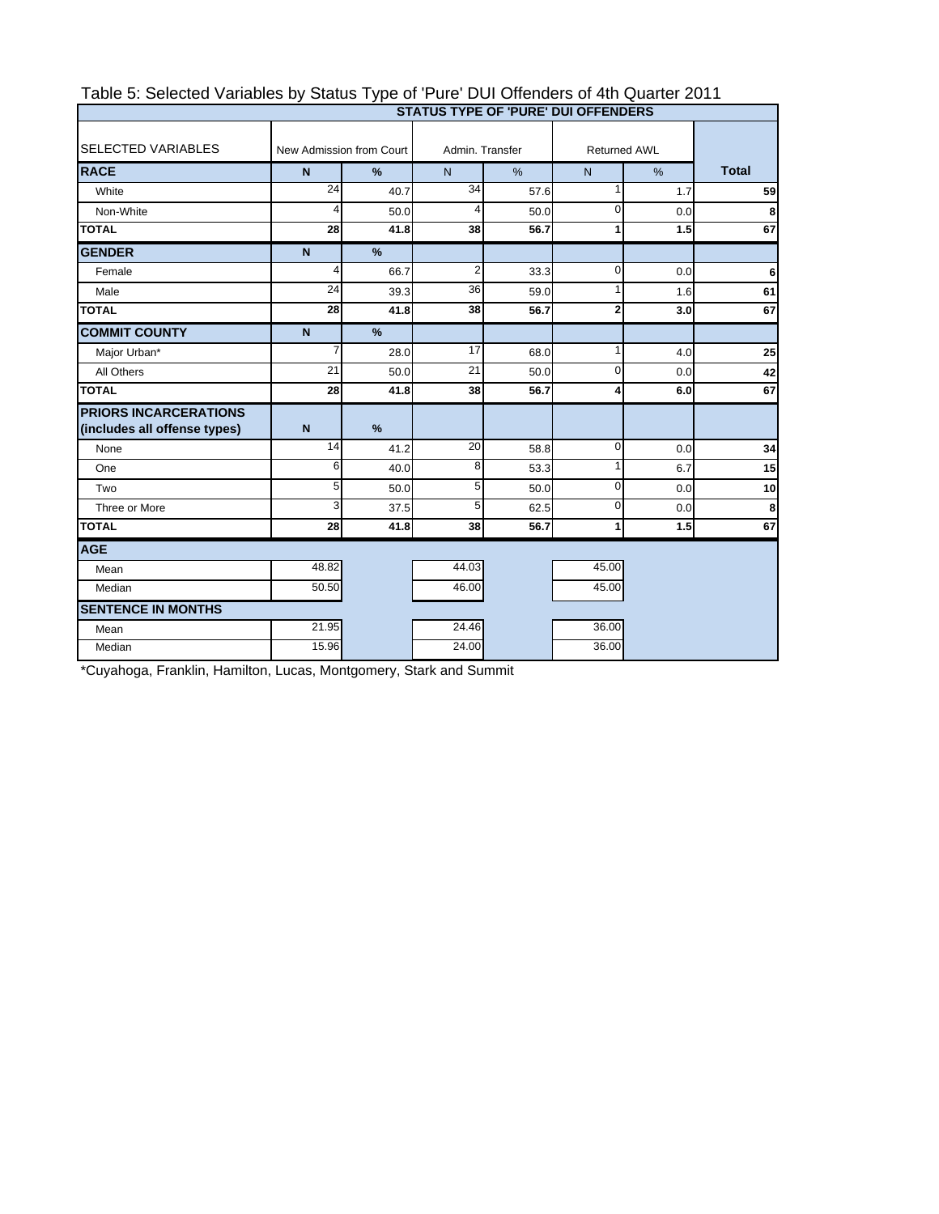# Table 5: Selected Variables by Status Type of 'Pure' DUI Offenders of 4th Quarter 2011

| | STATUS TYPE OF 'PURE' DUI OFFENDERS | | | | | | |
|---|---|---|---|---|---|---|---|
| SELECTED VARIABLES | New Admission from Court | | Admin. Transfer | | Returned AWL | | |
| **RACE** | **N** | **%** | N | % | N | % | **Total** |
| White | 24 | 40.7 | 34 | 57.6 | 1 | 1.7 | **59** |
| Non-White | 4 | 50.0 | 4 | 50.0 | 0 | 0.0 | **8** |
| **TOTAL** | **28** | **41.8** | **38** | **56.7** | **1** | **1.5** | **67** |
| **GENDER** | **N** | **%** | | | | | |
| Female | 4 | 66.7 | 2 | 33.3 | 0 | 0.0 | **6** |
| Male | 24 | 39.3 | 36 | 59.0 | 1 | 1.6 | **61** |
| **TOTAL** | **28** | **41.8** | **38** | **56.7** | **2** | **3.0** | **67** |
| **COMMIT COUNTY** | **N** | **%** | | | | | |
| Major Urban* | 7 | 28.0 | 17 | 68.0 | 1 | 4.0 | **25** |
| All Others | 21 | 50.0 | 21 | 50.0 | 0 | 0.0 | **42** |
| **TOTAL** | **28** | **41.8** | **38** | **56.7** | **4** | **6.0** | **67** |
| **PRIORS INCARCERATIONS (includes all offense types)** | **N** | **%** | | | | | |
| None | 14 | 41.2 | 20 | 58.8 | 0 | 0.0 | **34** |
| One | 6 | 40.0 | 8 | 53.3 | 1 | 6.7 | **15** |
| Two | 5 | 50.0 | 5 | 50.0 | 0 | 0.0 | **10** |
| Three or More | 3 | 37.5 | 5 | 62.5 | 0 | 0.0 | **8** |
| **TOTAL** | **28** | **41.8** | **38** | **56.7** | **1** | **1.5** | **67** |
| **AGE** | | | | | | | |
| Mean | 48.82 | | 44.03 | | 45.00 | | |
| Median | 50.50 | | 46.00 | | 45.00 | | |
| **SENTENCE IN MONTHS** | | | | | | | |
| Mean | 21.95 | | 24.46 | | 36.00 | | |
| Median | 15.96 | | 24.00 | | 36.00 | | |

*Cuyahoga, Franklin, Hamilton, Lucas, Montgomery, Stark and Summit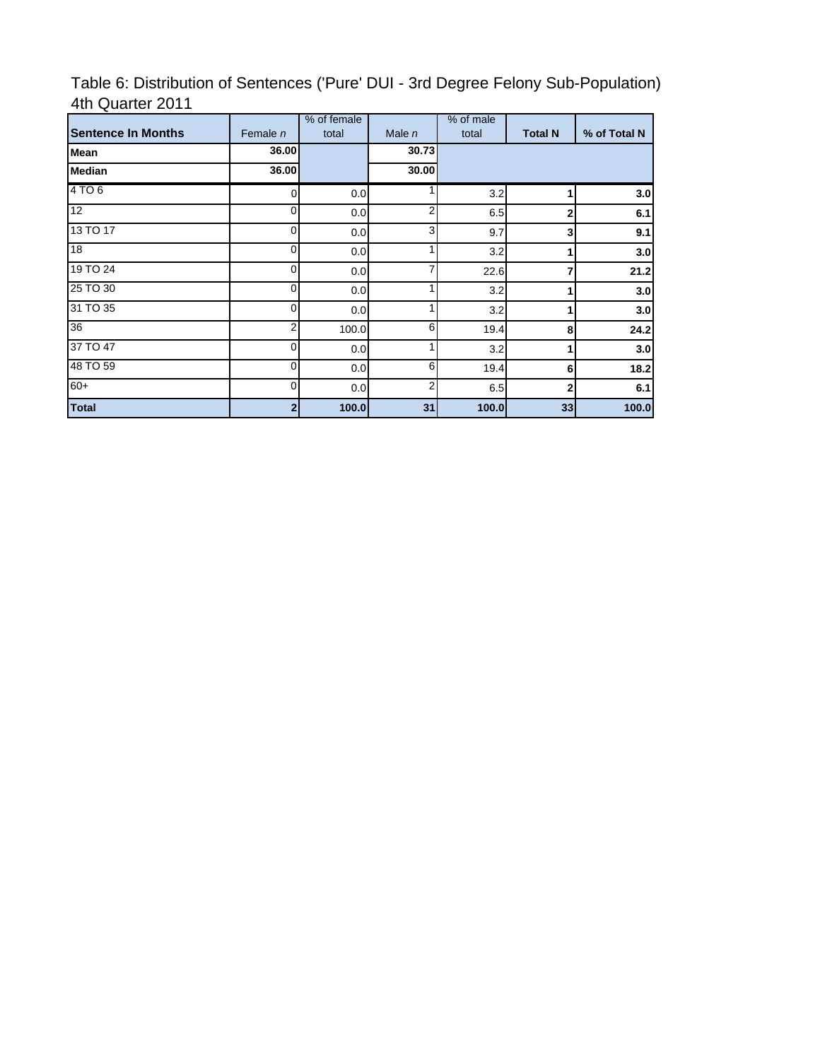# Table 6: Distribution of Sentences ('Pure' DUI - 3rd Degree Felony Sub-Population) 4th Quarter 2011

| Sentence In Months | Female *n* | % of female total | Male *n* | % of male total | Total N | % of Total N |
|---|---|---|---|---|---|---|
| **Mean** | **36.00** | | **30.73** | | | |
| **Median** | **36.00** | | **30.00** | | | |
| 4 TO 6 | 0 | 0.0 | 1 | 3.2 | **1** | **3.0** |
| 12 | 0 | 0.0 | 2 | 6.5 | **2** | **6.1** |
| 13 TO 17 | 0 | 0.0 | 3 | 9.7 | **3** | **9.1** |
| 18 | 0 | 0.0 | 1 | 3.2 | **1** | **3.0** |
| 19 TO 24 | 0 | 0.0 | 7 | 22.6 | **7** | **21.2** |
| 25 TO 30 | 0 | 0.0 | 1 | 3.2 | **1** | **3.0** |
| 31 TO 35 | 0 | 0.0 | 1 | 3.2 | **1** | **3.0** |
| 36 | 2 | 100.0 | 6 | 19.4 | **8** | **24.2** |
| 37 TO 47 | 0 | 0.0 | 1 | 3.2 | **1** | **3.0** |
| 48 TO 59 | 0 | 0.0 | 6 | 19.4 | **6** | **18.2** |
| 60+ | 0 | 0.0 | 2 | 6.5 | **2** | **6.1** |
| **Total** | **2** | **100.0** | **31** | **100.0** | **33** | **100.0** |